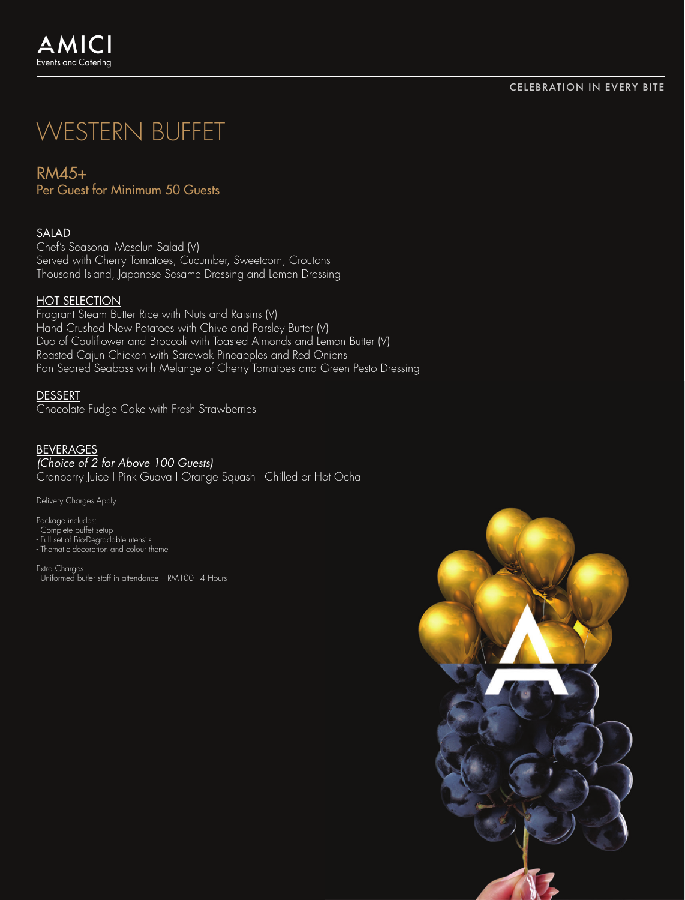AMICI
Events and Catering

CELEBRATION IN EVERY BITE

# WESTERN BUFFET

## RM45+
Per Guest for Minimum 50 Guests

### SALAD
Chef's Seasonal Mesclun Salad (V)
Served with Cherry Tomatoes, Cucumber, Sweetcorn, Croutons
Thousand Island, Japanese Sesame Dressing and Lemon Dressing

### HOT SELECTION
Fragrant Steam Butter Rice with Nuts and Raisins (V)
Hand Crushed New Potatoes with Chive and Parsley Butter (V)
Duo of Cauliflower and Broccoli with Toasted Almonds and Lemon Butter (V)
Roasted Cajun Chicken with Sarawak Pineapples and Red Onions
Pan Seared Seabass with Melange of Cherry Tomatoes and Green Pesto Dressing

### DESSERT
Chocolate Fudge Cake with Fresh Strawberries

### BEVERAGES
*(Choice of 2 for Above 100 Guests)*
Cranberry Juice I Pink Guava I Orange Squash I Chilled or Hot Ocha

Delivery Charges Apply

Package includes:
- Complete buffet setup
- Full set of Bio-Degradable utensils
- Thematic decoration and colour theme

Extra Charges
- Uniformed butler staff in attendance – RM100 - 4 Hours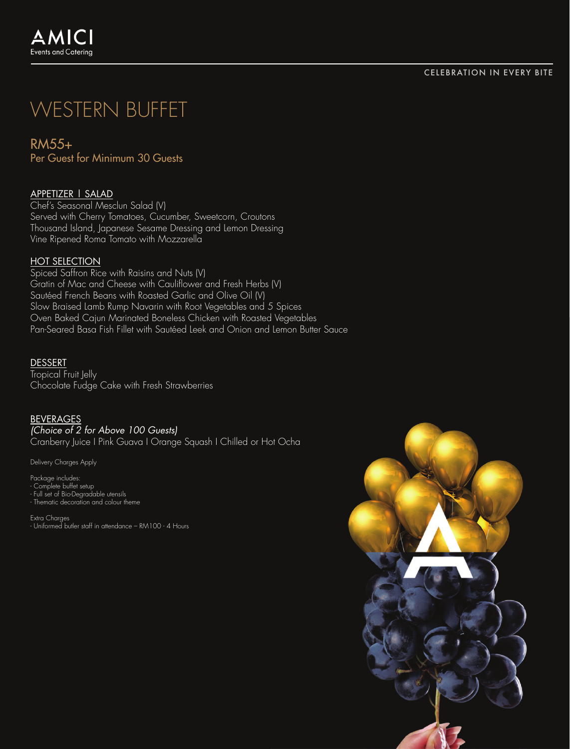AMICI
Events and Catering

CELEBRATION IN EVERY BITE

# WESTERN BUFFET

## RM55+
Per Guest for Minimum 30 Guests

### APPETIZER I SALAD
Chef's Seasonal Mesclun Salad (V)
Served with Cherry Tomatoes, Cucumber, Sweetcorn, Croutons
Thousand Island, Japanese Sesame Dressing and Lemon Dressing
Vine Ripened Roma Tomato with Mozzarella

### HOT SELECTION
Spiced Saffron Rice with Raisins and Nuts (V)
Gratin of Mac and Cheese with Cauliflower and Fresh Herbs (V)
Sautéed French Beans with Roasted Garlic and Olive Oil (V)
Slow Braised Lamb Rump Navarin with Root Vegetables and 5 Spices
Oven Baked Cajun Marinated Boneless Chicken with Roasted Vegetables
Pan-Seared Basa Fish Fillet with Sautéed Leek and Onion and Lemon Butter Sauce

### DESSERT
Tropical Fruit Jelly
Chocolate Fudge Cake with Fresh Strawberries

### BEVERAGES
*(Choice of 2 for Above 100 Guests)*
Cranberry Juice I Pink Guava I Orange Squash I Chilled or Hot Ocha

Delivery Charges Apply

Package includes:
- Complete buffet setup
- Full set of Bio-Degradable utensils
- Thematic decoration and colour theme

Extra Charges
- Uniformed butler staff in attendance – RM100 - 4 Hours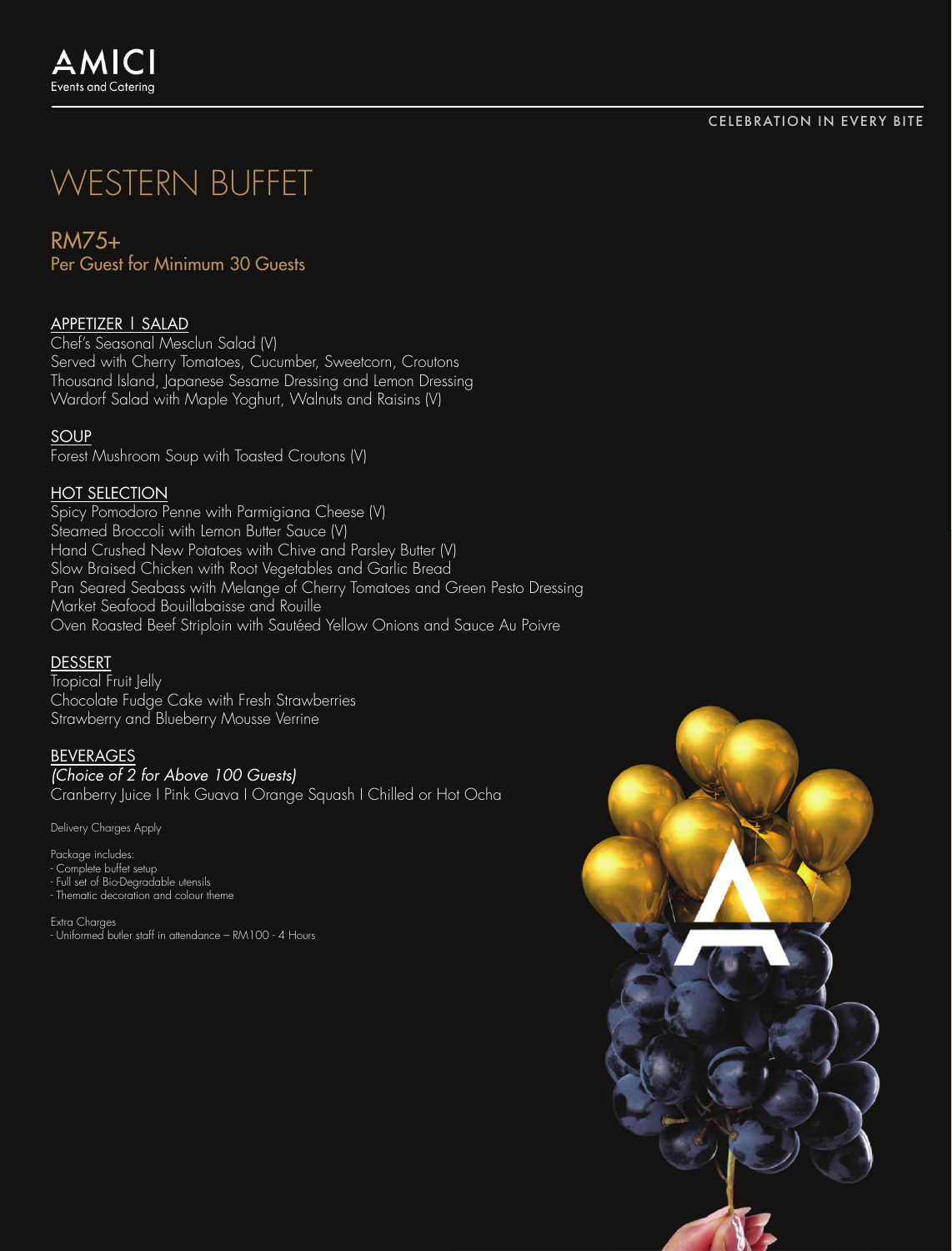AMICI
Events and Catering

CELEBRATION IN EVERY BITE

# WESTERN BUFFET

## RM75+
Per Guest for Minimum 30 Guests

### APPETIZER I SALAD
Chef's Seasonal Mesclun Salad (V)
Served with Cherry Tomatoes, Cucumber, Sweetcorn, Croutons
Thousand Island, Japanese Sesame Dressing and Lemon Dressing
Wardorf Salad with Maple Yoghurt, Walnuts and Raisins (V)

### SOUP
Forest Mushroom Soup with Toasted Croutons (V)

### HOT SELECTION
Spicy Pomodoro Penne with Parmigiana Cheese (V)
Steamed Broccoli with Lemon Butter Sauce (V)
Hand Crushed New Potatoes with Chive and Parsley Butter (V)
Slow Braised Chicken with Root Vegetables and Garlic Bread
Pan Seared Seabass with Melange of Cherry Tomatoes and Green Pesto Dressing
Market Seafood Bouillabaisse and Rouille
Oven Roasted Beef Striploin with Sautéed Yellow Onions and Sauce Au Poivre

### DESSERT
Tropical Fruit Jelly
Chocolate Fudge Cake with Fresh Strawberries
Strawberry and Blueberry Mousse Verrine

### BEVERAGES
*(Choice of 2 for Above 100 Guests)*
Cranberry Juice I Pink Guava I Orange Squash I Chilled or Hot Ocha

Delivery Charges Apply

Package includes:
- Complete buffet setup
- Full set of Bio-Degradable utensils
- Thematic decoration and colour theme

Extra Charges
- Uniformed butler staff in attendance – RM100 - 4 Hours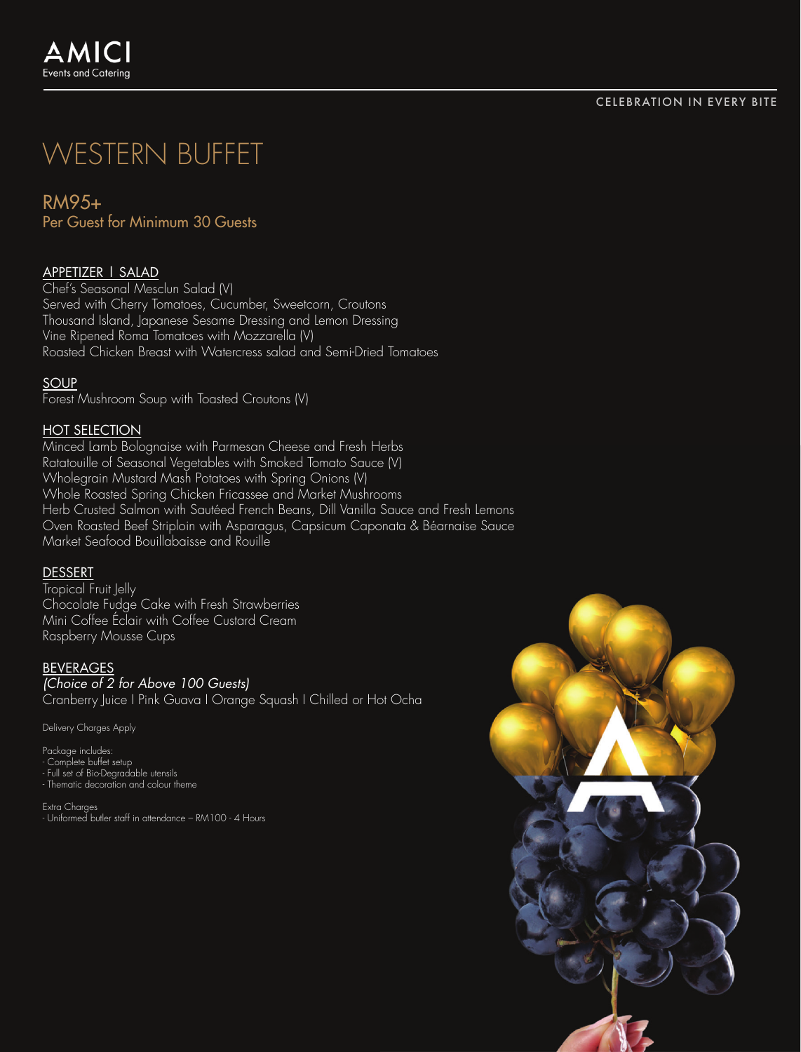AMICI
Events and Catering

CELEBRATION IN EVERY BITE

# WESTERN BUFFET

## RM95+
Per Guest for Minimum 30 Guests

### APPETIZER I SALAD

Chef's Seasonal Mesclun Salad (V)
Served with Cherry Tomatoes, Cucumber, Sweetcorn, Croutons
Thousand Island, Japanese Sesame Dressing and Lemon Dressing
Vine Ripened Roma Tomatoes with Mozzarella (V)
Roasted Chicken Breast with Watercress salad and Semi-Dried Tomatoes

### SOUP

Forest Mushroom Soup with Toasted Croutons (V)

### HOT SELECTION

Minced Lamb Bolognaise with Parmesan Cheese and Fresh Herbs
Ratatouille of Seasonal Vegetables with Smoked Tomato Sauce (V)
Wholegrain Mustard Mash Potatoes with Spring Onions (V)
Whole Roasted Spring Chicken Fricassee and Market Mushrooms
Herb Crusted Salmon with Sautéed French Beans, Dill Vanilla Sauce and Fresh Lemons
Oven Roasted Beef Striploin with Asparagus, Capsicum Caponata & Béarnaise Sauce
Market Seafood Bouillabaisse and Rouille

### DESSERT

Tropical Fruit Jelly
Chocolate Fudge Cake with Fresh Strawberries
Mini Coffee Éclair with Coffee Custard Cream
Raspberry Mousse Cups

### BEVERAGES

*(Choice of 2 for Above 100 Guests)*
Cranberry Juice I Pink Guava I Orange Squash I Chilled or Hot Ocha

Delivery Charges Apply

Package includes:
- Complete buffet setup
- Full set of Bio-Degradable utensils
- Thematic decoration and colour theme

Extra Charges
- Uniformed butler staff in attendance – RM100 - 4 Hours